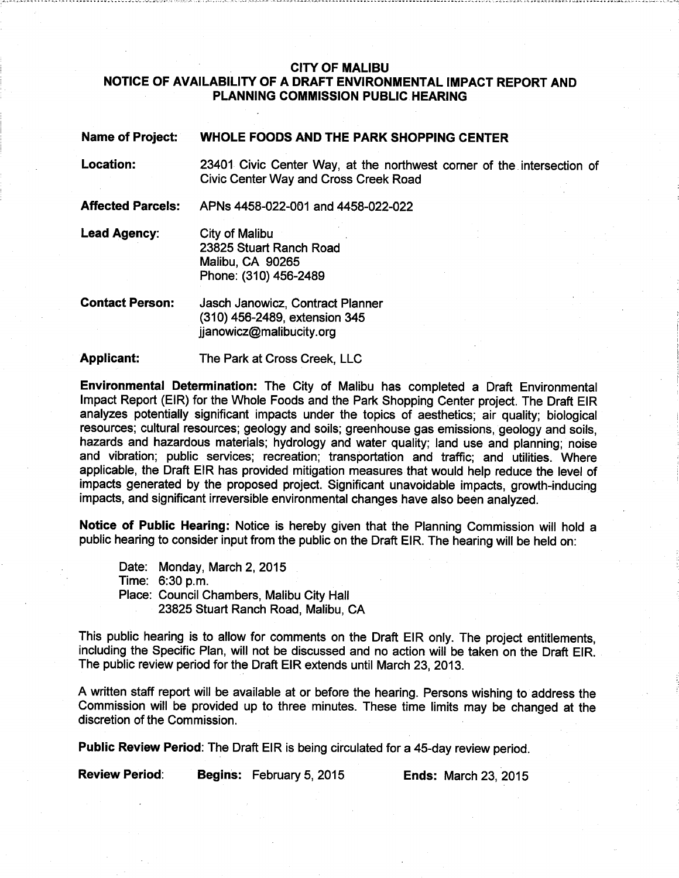# CITY OF MALIBU
## NOTICE OF AVAILABILITY OF A DRAFT ENVIRONMENTAL IMPACT REPORT AND PLANNING COMMISSION PUBLIC HEARING

**Name of Project:** **WHOLE FOODS AND THE PARK SHOPPING CENTER**

**Location:** 23401 Civic Center Way, at the northwest corner of the intersection of Civic Center Way and Cross Creek Road

**Affected Parcels:** APNs 4458-022-001 and 4458-022-022

**Lead Agency:** City of Malibu
23825 Stuart Ranch Road
Malibu, CA 90265
Phone: (310) 456-2489

**Contact Person:** Jasch Janowicz, Contract Planner
(310) 456-2489, extension 345
jjanowicz@malibucity.org

**Applicant:** The Park at Cross Creek, LLC

**Environmental Determination:** The City of Malibu has completed a Draft Environmental Impact Report (EIR) for the Whole Foods and the Park Shopping Center project. The Draft EIR analyzes potentially significant impacts under the topics of aesthetics; air quality; biological resources; cultural resources; geology and soils; greenhouse gas emissions, geology and soils, hazards and hazardous materials; hydrology and water quality; land use and planning; noise and vibration; public services; recreation; transportation and traffic; and utilities. Where applicable, the Draft EIR has provided mitigation measures that would help reduce the level of impacts generated by the proposed project. Significant unavoidable impacts, growth-inducing impacts, and significant irreversible environmental changes have also been analyzed.

**Notice of Public Hearing:** Notice is hereby given that the Planning Commission will hold a public hearing to consider input from the public on the Draft EIR. The hearing will be held on:

Date: Monday, March 2, 2015
Time: 6:30 p.m.
Place: Council Chambers, Malibu City Hall
23825 Stuart Ranch Road, Malibu, CA

This public hearing is to allow for comments on the Draft EIR only. The project entitlements, including the Specific Plan, will not be discussed and no action will be taken on the Draft EIR. The public review period for the Draft EIR extends until March 23, 2013.

A written staff report will be available at or before the hearing. Persons wishing to address the Commission will be provided up to three minutes. These time limits may be changed at the discretion of the Commission.

**Public Review Period**: The Draft EIR is being circulated for a 45-day review period.

**Review Period**: **Begins:** February 5, 2015 **Ends:** March 23, 2015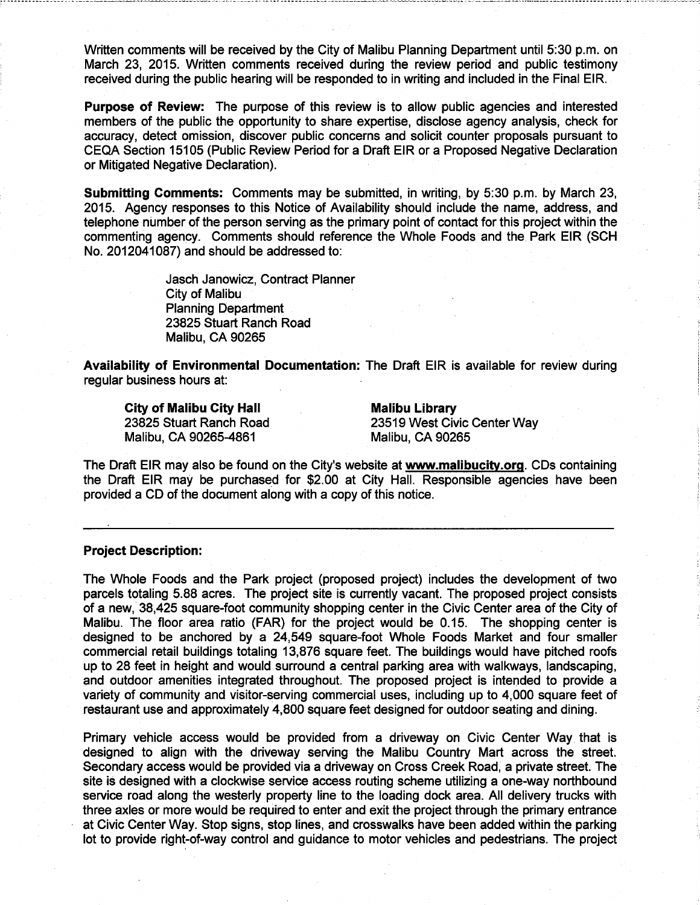Written comments will be received by the City of Malibu Planning Department until 5:30 p.m. on March 23, 2015. Written comments received during the review period and public testimony received during the public hearing will be responded to in writing and included in the Final EIR.

**Purpose of Review:** The purpose of this review is to allow public agencies and interested members of the public the opportunity to share expertise, disclose agency analysis, check for accuracy, detect omission, discover public concerns and solicit counter proposals pursuant to CEQA Section 15105 (Public Review Period for a Draft EIR or a Proposed Negative Declaration or Mitigated Negative Declaration).

**Submitting Comments:** Comments may be submitted, in writing, by 5:30 p.m. by March 23, 2015. Agency responses to this Notice of Availability should include the name, address, and telephone number of the person serving as the primary point of contact for this project within the commenting agency. Comments should reference the Whole Foods and the Park EIR (SCH No. 2012041087) and should be addressed to:

Jasch Janowicz, Contract Planner
City of Malibu
Planning Department
23825 Stuart Ranch Road
Malibu, CA 90265

**Availability of Environmental Documentation:** The Draft EIR is available for review during regular business hours at:

**City of Malibu City Hall**
23825 Stuart Ranch Road
Malibu, CA 90265-4861

**Malibu Library**
23519 West Civic Center Way
Malibu, CA 90265

The Draft EIR may also be found on the City's website at **www.malibucity.org**. CDs containing the Draft EIR may be purchased for $2.00 at City Hall. Responsible agencies have been provided a CD of the document along with a copy of this notice.

---

**Project Description:**

The Whole Foods and the Park project (proposed project) includes the development of two parcels totaling 5.88 acres. The project site is currently vacant. The proposed project consists of a new, 38,425 square-foot community shopping center in the Civic Center area of the City of Malibu. The floor area ratio (FAR) for the project would be 0.15. The shopping center is designed to be anchored by a 24,549 square-foot Whole Foods Market and four smaller commercial retail buildings totaling 13,876 square feet. The buildings would have pitched roofs up to 28 feet in height and would surround a central parking area with walkways, landscaping, and outdoor amenities integrated throughout. The proposed project is intended to provide a variety of community and visitor-serving commercial uses, including up to 4,000 square feet of restaurant use and approximately 4,800 square feet designed for outdoor seating and dining.

Primary vehicle access would be provided from a driveway on Civic Center Way that is designed to align with the driveway serving the Malibu Country Mart across the street. Secondary access would be provided via a driveway on Cross Creek Road, a private street. The site is designed with a clockwise service access routing scheme utilizing a one-way northbound service road along the westerly property line to the loading dock area. All delivery trucks with three axles or more would be required to enter and exit the project through the primary entrance at Civic Center Way. Stop signs, stop lines, and crosswalks have been added within the parking lot to provide right-of-way control and guidance to motor vehicles and pedestrians. The project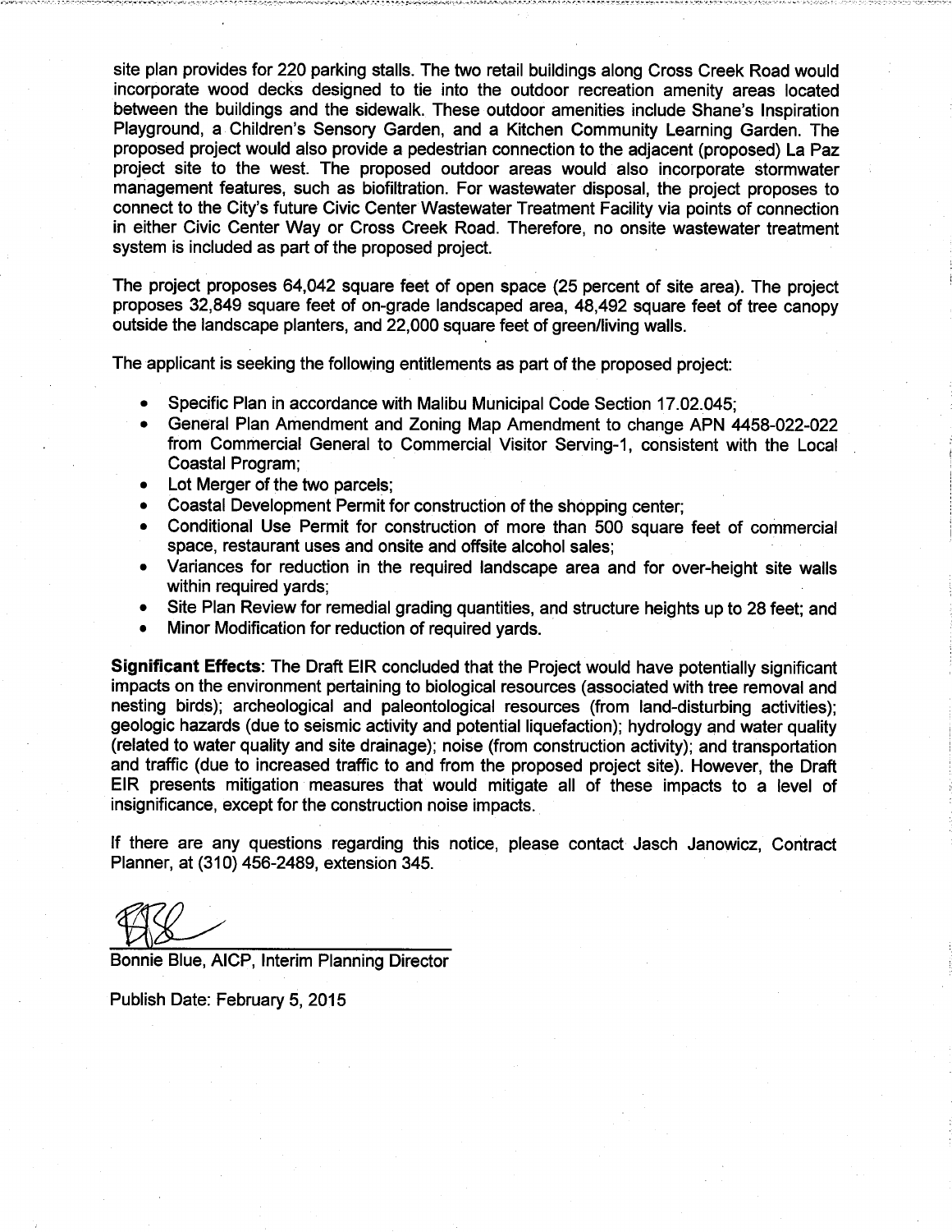site plan provides for 220 parking stalls. The two retail buildings along Cross Creek Road would incorporate wood decks designed to tie into the outdoor recreation amenity areas located between the buildings and the sidewalk. These outdoor amenities include Shane's Inspiration Playground, a Children's Sensory Garden, and a Kitchen Community Learning Garden. The proposed project would also provide a pedestrian connection to the adjacent (proposed) La Paz project site to the west. The proposed outdoor areas would also incorporate stormwater management features, such as biofiltration. For wastewater disposal, the project proposes to connect to the City's future Civic Center Wastewater Treatment Facility via points of connection in either Civic Center Way or Cross Creek Road. Therefore, no onsite wastewater treatment system is included as part of the proposed project.

The project proposes 64,042 square feet of open space (25 percent of site area). The project proposes 32,849 square feet of on-grade landscaped area, 48,492 square feet of tree canopy outside the landscape planters, and 22,000 square feet of green/living walls.

The applicant is seeking the following entitlements as part of the proposed project:

- Specific Plan in accordance with Malibu Municipal Code Section 17.02.045;
- General Plan Amendment and Zoning Map Amendment to change APN 4458-022-022 from Commercial General to Commercial Visitor Serving-1, consistent with the Local Coastal Program;
- Lot Merger of the two parcels;
- Coastal Development Permit for construction of the shopping center;
- Conditional Use Permit for construction of more than 500 square feet of commercial space, restaurant uses and onsite and offsite alcohol sales;
- Variances for reduction in the required landscape area and for over-height site walls within required yards;
- Site Plan Review for remedial grading quantities, and structure heights up to 28 feet; and
- Minor Modification for reduction of required yards.

**Significant Effects**: The Draft EIR concluded that the Project would have potentially significant impacts on the environment pertaining to biological resources (associated with tree removal and nesting birds); archeological and paleontological resources (from land-disturbing activities); geologic hazards (due to seismic activity and potential liquefaction); hydrology and water quality (related to water quality and site drainage); noise (from construction activity); and transportation and traffic (due to increased traffic to and from the proposed project site). However, the Draft EIR presents mitigation measures that would mitigate all of these impacts to a level of insignificance, except for the construction noise impacts.

If there are any questions regarding this notice, please contact Jasch Janowicz, Contract Planner, at (310) 456-2489, extension 345.

Bonnie Blue, AICP, Interim Planning Director

Publish Date: February 5, 2015